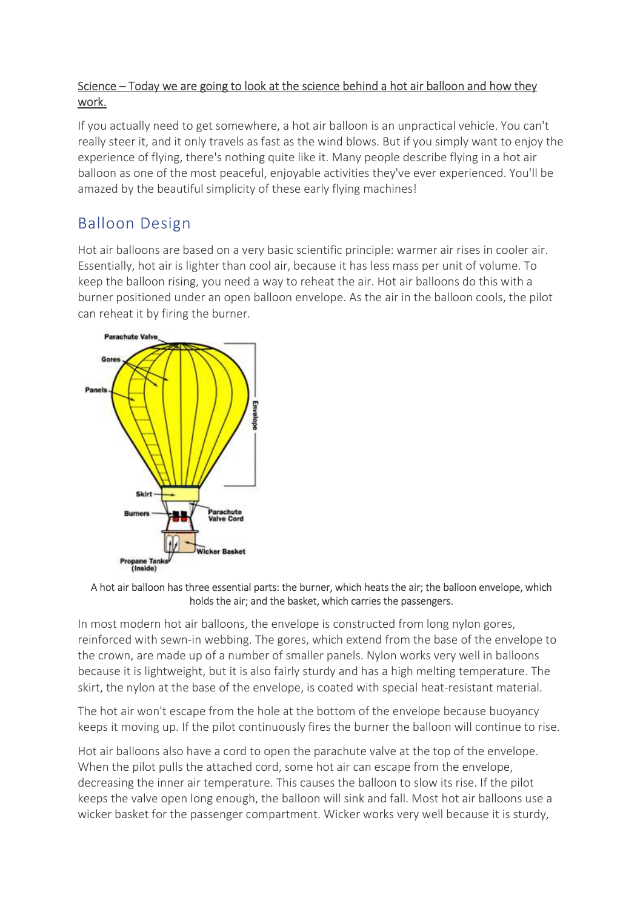Science – Today we are going to look at the science behind a hot air balloon and how they work.

If you actually need to get somewhere, a hot air balloon is an unpractical vehicle. You can't really steer it, and it only travels as fast as the wind blows. But if you simply want to enjoy the experience of flying, there's nothing quite like it. Many people describe flying in a hot air balloon as one of the most peaceful, enjoyable activities they've ever experienced. You'll be amazed by the beautiful simplicity of these early flying machines!

## Balloon Design

Hot air balloons are based on a very basic scientific principle: warmer air rises in cooler air. Essentially, hot air is lighter than cool air, because it has less mass per unit of volume. To keep the balloon rising, you need a way to reheat the air. Hot air balloons do this with a burner positioned under an open balloon envelope. As the air in the balloon cools, the pilot can reheat it by firing the burner.

A hot air balloon has three essential parts: the burner, which heats the air; the balloon envelope, which holds the air; and the basket, which carries the passengers.

In most modern hot air balloons, the envelope is constructed from long nylon gores, reinforced with sewn-in webbing. The gores, which extend from the base of the envelope to the crown, are made up of a number of smaller panels. Nylon works very well in balloons because it is lightweight, but it is also fairly sturdy and has a high melting temperature. The skirt, the nylon at the base of the envelope, is coated with special heat-resistant material.

The hot air won't escape from the hole at the bottom of the envelope because buoyancy keeps it moving up. If the pilot continuously fires the burner the balloon will continue to rise.

Hot air balloons also have a cord to open the parachute valve at the top of the envelope. When the pilot pulls the attached cord, some hot air can escape from the envelope, decreasing the inner air temperature. This causes the balloon to slow its rise. If the pilot keeps the valve open long enough, the balloon will sink and fall. Most hot air balloons use a wicker basket for the passenger compartment. Wicker works very well because it is sturdy,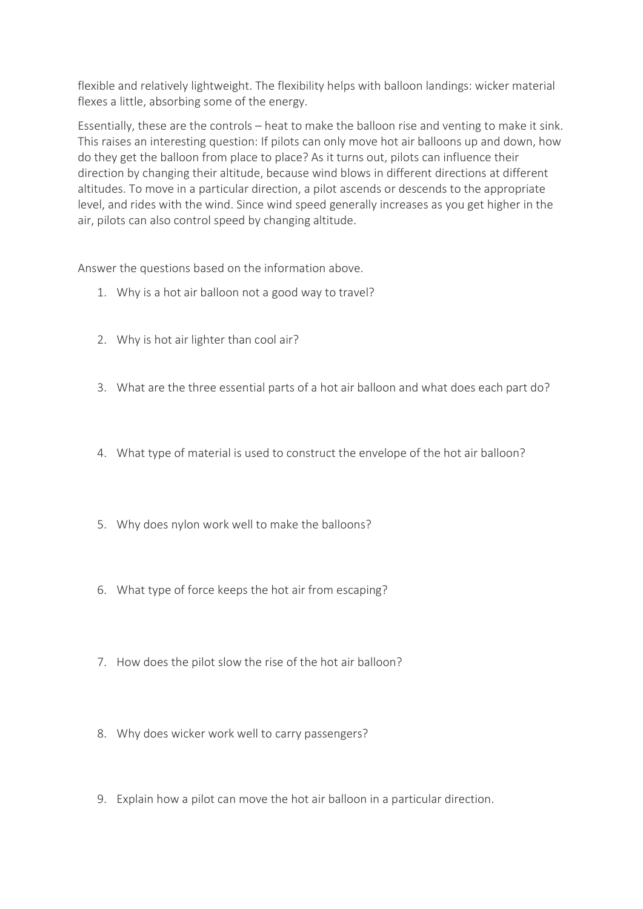flexible and relatively lightweight. The flexibility helps with balloon landings: wicker material flexes a little, absorbing some of the energy.

Essentially, these are the controls – heat to make the balloon rise and venting to make it sink. This raises an interesting question: If pilots can only move hot air balloons up and down, how do they get the balloon from place to place? As it turns out, pilots can influence their direction by changing their altitude, because wind blows in different directions at different altitudes. To move in a particular direction, a pilot ascends or descends to the appropriate level, and rides with the wind. Since wind speed generally increases as you get higher in the air, pilots can also control speed by changing altitude.

Answer the questions based on the information above.

1. Why is a hot air balloon not a good way to travel?

2. Why is hot air lighter than cool air?

3. What are the three essential parts of a hot air balloon and what does each part do?

4. What type of material is used to construct the envelope of the hot air balloon?

5. Why does nylon work well to make the balloons?

6. What type of force keeps the hot air from escaping?

7. How does the pilot slow the rise of the hot air balloon?

8. Why does wicker work well to carry passengers?

9. Explain how a pilot can move the hot air balloon in a particular direction.